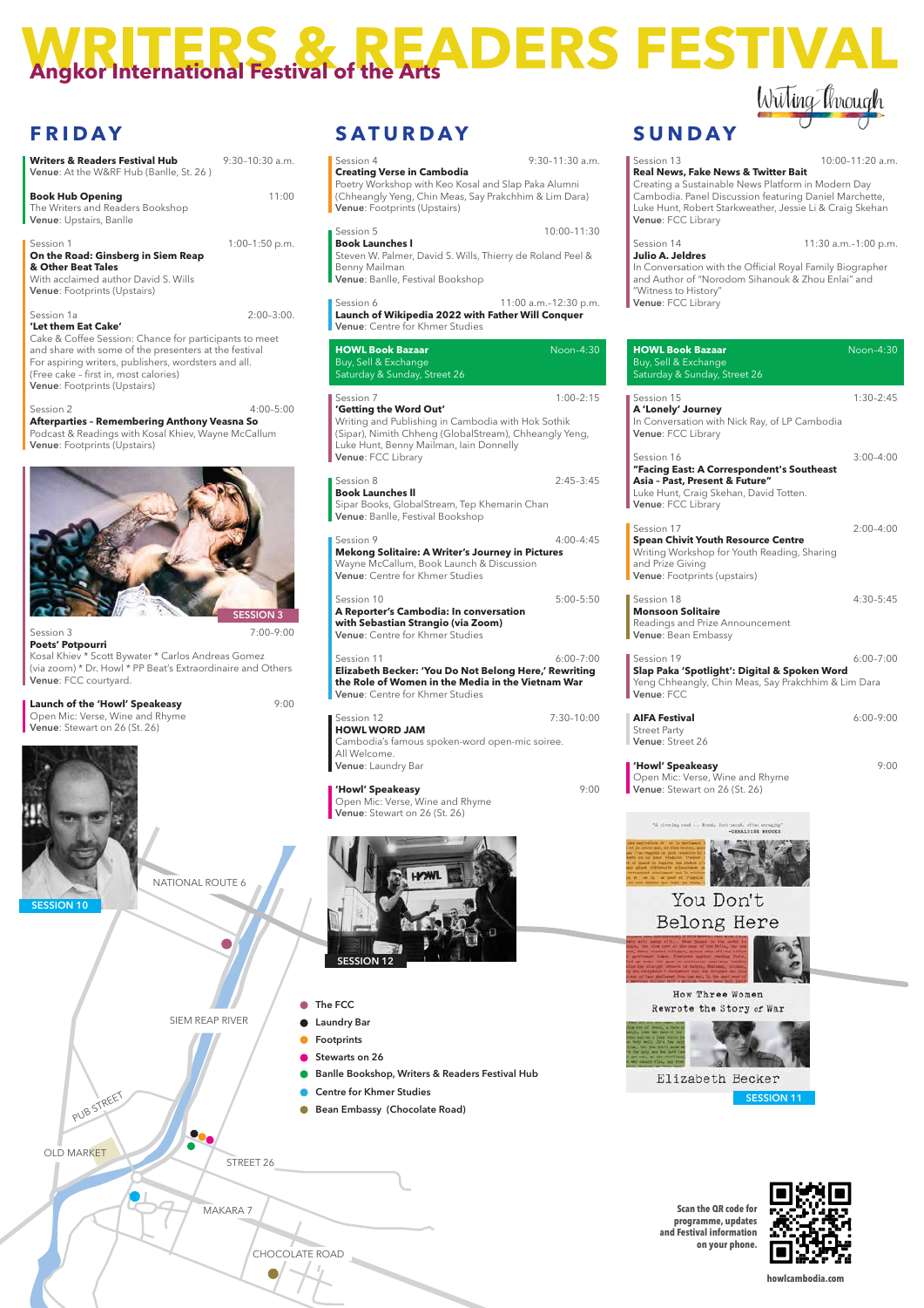# WRITERS & READERS FESTIVAL

## Angkor International Festival of the Arts

Writing Through

## FRIDAY

**Writers & Readers Festival Hub** 9:30-10:30 a.m.
**Venue**: At the W&RF Hub (Banlle, St. 26 )

**Book Hub Opening** 11:00
The Writers and Readers Bookshop
**Venue**: Upstairs, Banlle

Session 1 1:00-1:50 p.m.
**On the Road: Ginsberg in Siem Reap & Other Beat Tales**
With acclaimed author David S. Wills
**Venue**: Footprints (Upstairs)

Session 1a 2:00-3:00.
**'Let them Eat Cake'**
Cake & Coffee Session: Chance for participants to meet and share with some of the presenters at the festival
For aspiring writers, publishers, wordsters and all.
(Free cake – first in, most calories)
**Venue**: Footprints (Upstairs)

Session 2 4:00-5:00
**Afterparties – Remembering Anthony Veasna So**
Podcast & Readings with Kosal Khiev, Wayne McCallum
**Venue**: Footprints (Upstairs)

SESSION 3

Session 3 7:00-9:00
**Poets' Potpourri**
Kosal Khiev * Scott Bywater * Carlos Andreas Gomez (via zoom) * Dr. Howl * PP Beat's Extraordinaire and Others
**Venue**: FCC courtyard.

**Launch of the 'Howl' Speakeasy** 9:00
Open Mic: Verse, Wine and Rhyme
**Venue**: Stewart on 26 (St. 26)

SESSION 10

## SATURDAY

Session 4 9:30-11:30 a.m.
**Creating Verse in Cambodia**
Poetry Workshop with Keo Kosal and Slap Paka Alumni (Chheangly Yeng, Chin Meas, Say Prakchhim & Lim Dara)
**Venue**: Footprints (Upstairs)

Session 5 10:00-11:30
**Book Launches I**
Steven W. Palmer, David S. Wills, Thierry de Roland Peel & Benny Mailman
**Venue**: Banlle, Festival Bookshop

Session 6 11:00 a.m.-12:30 p.m.
**Launch of Wikipedia 2022 with Father Will Conquer**
**Venue**: Centre for Khmer Studies

**HOWL Book Bazaar** Noon-4:30
Buy, Sell & Exchange
Saturday & Sunday, Street 26

Session 7 1:00-2:15
**'Getting the Word Out'**
Writing and Publishing in Cambodia with Hok Sothik (Sipar), Nimith Chheng (GlobalStream), Chheangly Yeng, Luke Hunt, Benny Mailman, Iain Donnelly
**Venue**: FCC Library

Session 8 2:45-3:45
**Book Launches II**
Sipar Books, GlobalStream, Tep Khemarin Chan
**Venue**: Banlle, Festival Bookshop

Session 9 4:00-4:45
**Mekong Solitaire: A Writer's Journey in Pictures**
Wayne McCallum, Book Launch & Discussion
**Venue**: Centre for Khmer Studies

Session 10 5:00-5:50
**A Reporter's Cambodia: In conversation with Sebastian Strangio (via Zoom)**
**Venue**: Centre for Khmer Studies

Session 11 6:00-7:00
**Elizabeth Becker: 'You Do Not Belong Here,' Rewriting the Role of Women in the Media in the Vietnam War**
**Venue**: Centre for Khmer Studies

Session 12 7:30-10:00
**HOWL WORD JAM**
Cambodia's famous spoken-word open-mic soiree.
All Welcome.
**Venue**: Laundry Bar

**'Howl' Speakeasy** 9:00
Open Mic: Verse, Wine and Rhyme
**Venue**: Stewart on 26 (St. 26)

SESSION 12

## SUNDAY

Session 13 10:00-11:20 a.m.
**Real News, Fake News & Twitter Bait**
Creating a Sustainable News Platform in Modern Day Cambodia. Panel Discussion featuring Daniel Marchette, Luke Hunt, Robert Starkweather, Jessie Li & Craig Skehan
**Venue**: FCC Library

Session 14 11:30 a.m.-1:00 p.m.
**Julio A. Jeldres**
In Conversation with the Official Royal Family Biographer and Author of "Norodom Sihanouk & Zhou Enlai" and "Witness to History"
**Venue**: FCC Library

**HOWL Book Bazaar** Noon-4:30
Buy, Sell & Exchange
Saturday & Sunday, Street 26

Session 15 1:30-2:45
**A 'Lonely' Journey**
In Conversation with Nick Ray, of LP Cambodia
**Venue**: FCC Library

Session 16 3:00-4:00
**"Facing East: A Correspondent's Southeast Asia – Past, Present & Future"**
Luke Hunt, Craig Skehan, David Totten.
**Venue**: FCC Library

Session 17 2:00-4:00
**Spean Chivit Youth Resource Centre**
Writing Workshop for Youth Reading, Sharing and Prize Giving
**Venue**: Footprints (upstairs)

Session 18 4:30-5:45
**Monsoon Solitaire**
Readings and Prize Announcement
**Venue**: Bean Embassy

Session 19 6:00-7:00
**Slap Paka 'Spotlight': Digital & Spoken Word**
Yeng Chheangly, Chin Meas, Say Prakchhim & Lim Dara
**Venue**: FCC

**AIFA Festival** 6:00-9:00
Street Party
**Venue**: Street 26

**'Howl' Speakeasy** 9:00
Open Mic: Verse, Wine and Rhyme
**Venue**: Stewart on 26 (St. 26)

You Don't Belong Here
How Three Women Rewrote the Story of War
Elizabeth Becker

SESSION 11

## Map

NATIONAL ROUTE 6 · SIEM REAP RIVER · PUB STREET · OLD MARKET · STREET 26 · MAKARA 7 · CHOCOLATE ROAD

- The FCC
- Laundry Bar
- Footprints
- Stewarts on 26
- Banlle Bookshop, Writers & Readers Festival Hub
- Centre for Khmer Studies
- Bean Embassy (Chocolate Road)

**Scan the QR code for programme, updates and Festival information on your phone.**

**howlcambodia.com**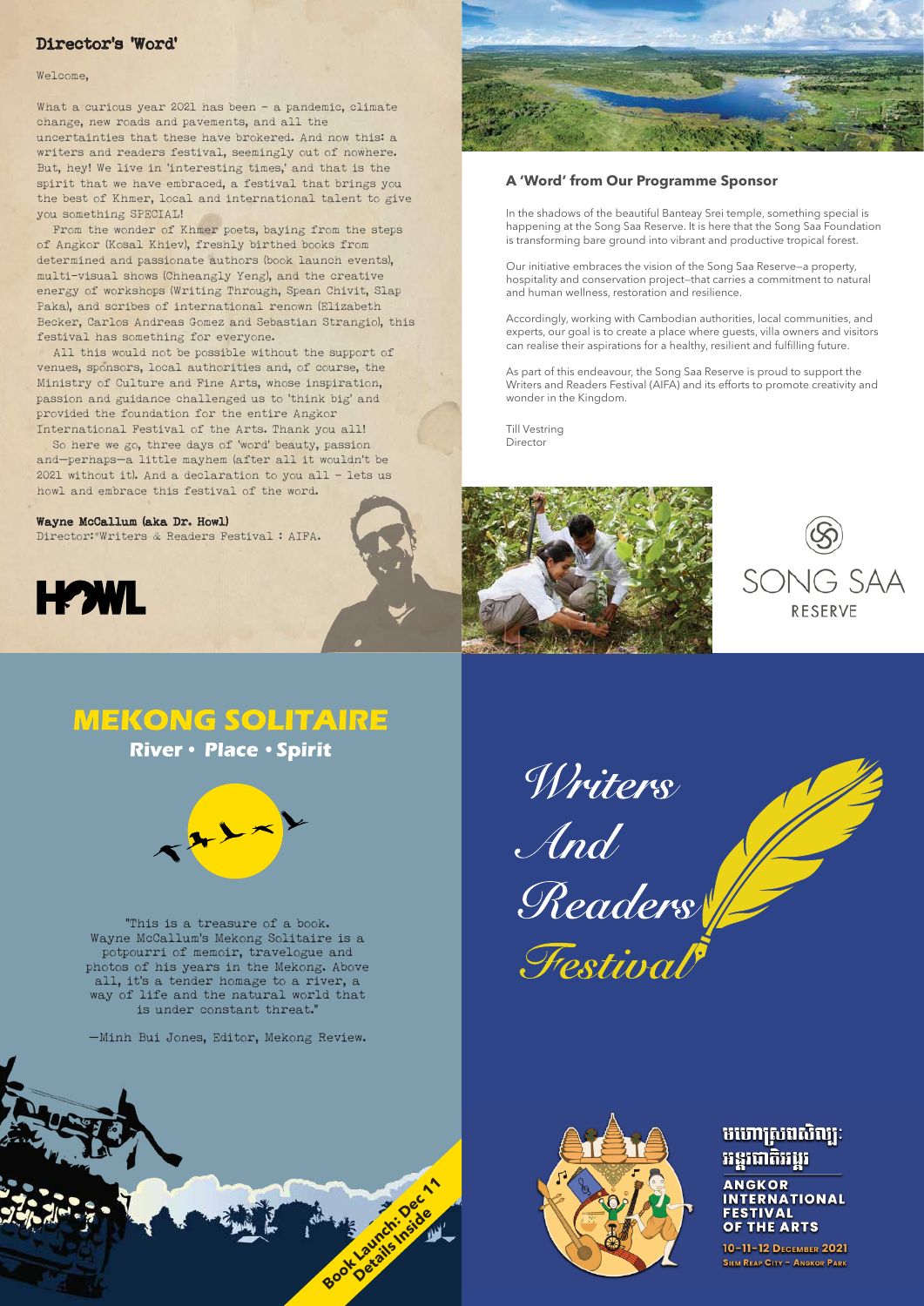## Director's 'Word'

Welcome,

What a curious year 2021 has been – a pandemic, climate change, new roads and pavements, and all the uncertainties that these have brokered. And now this: a writers and readers festival, seemingly out of nowhere. But, hey! We live in 'interesting times,' and that is the spirit that we have embraced, a festival that brings you the best of Khmer, local and international talent to give you something SPECIAL!

From the wonder of Khmer poets, baying from the steps of Angkor (Kosal Khiev), freshly birthed books from determined and passionate authors (book launch events), multi-visual shows (Chheangly Yeng), and the creative energy of workshops (Writing Through, Spean Chivit, Slap Paka), and scribes of international renown (Elizabeth Becker, Carlos Andreas Gomez and Sebastian Strangio), this festival has something for everyone.

All this would not be possible without the support of venues, sponsors, local authorities and, of course, the Ministry of Culture and Fine Arts, whose inspiration, passion and guidance challenged us to 'think big' and provided the foundation for the entire Angkor International Festival of the Arts. Thank you all!

So here we go, three days of 'word' beauty, passion and—perhaps—a little mayhem (after all it wouldn't be 2021 without it). And a declaration to you all – lets us howl and embrace this festival of the word.

**Wayne McCallum (aka Dr. Howl)**
Director: Writers & Readers Festival : AIFA.

HOWL

## A 'Word' from Our Programme Sponsor

In the shadows of the beautiful Banteay Srei temple, something special is happening at the Song Saa Reserve. It is here that the Song Saa Foundation is transforming bare ground into vibrant and productive tropical forest.

Our initiative embraces the vision of the Song Saa Reserve—a property, hospitality and conservation project—that carries a commitment to natural and human wellness, restoration and resilience.

Accordingly, working with Cambodian authorities, local communities, and experts, our goal is to create a place where guests, villa owners and visitors can realise their aspirations for a healthy, resilient and fulfilling future.

As part of this endeavour, the Song Saa Reserve is proud to support the Writers and Readers Festival (AIFA) and its efforts to promote creativity and wonder in the Kingdom.

Till Vestring
Director

SONG SAA
RESERVE

# MEKONG SOLITAIRE

**River • Place • Spirit**

"This is a treasure of a book. Wayne McCallum's Mekong Solitaire is a potpourri of memoir, travelogue and photos of his years in the Mekong. Above all, it's a tender homage to a river, a way of life and the natural world that is under constant threat."

—Minh Bui Jones, Editor, Mekong Review.

Book Launch: Dec 11
Details Inside

# *Writers And Readers Festival*

មហោស្រពសិល្បៈអន្តរជាតិអង្គរ

**ANGKOR INTERNATIONAL FESTIVAL OF THE ARTS**

**10–11–12 December 2021**
Siem Reap City – Angkor Park